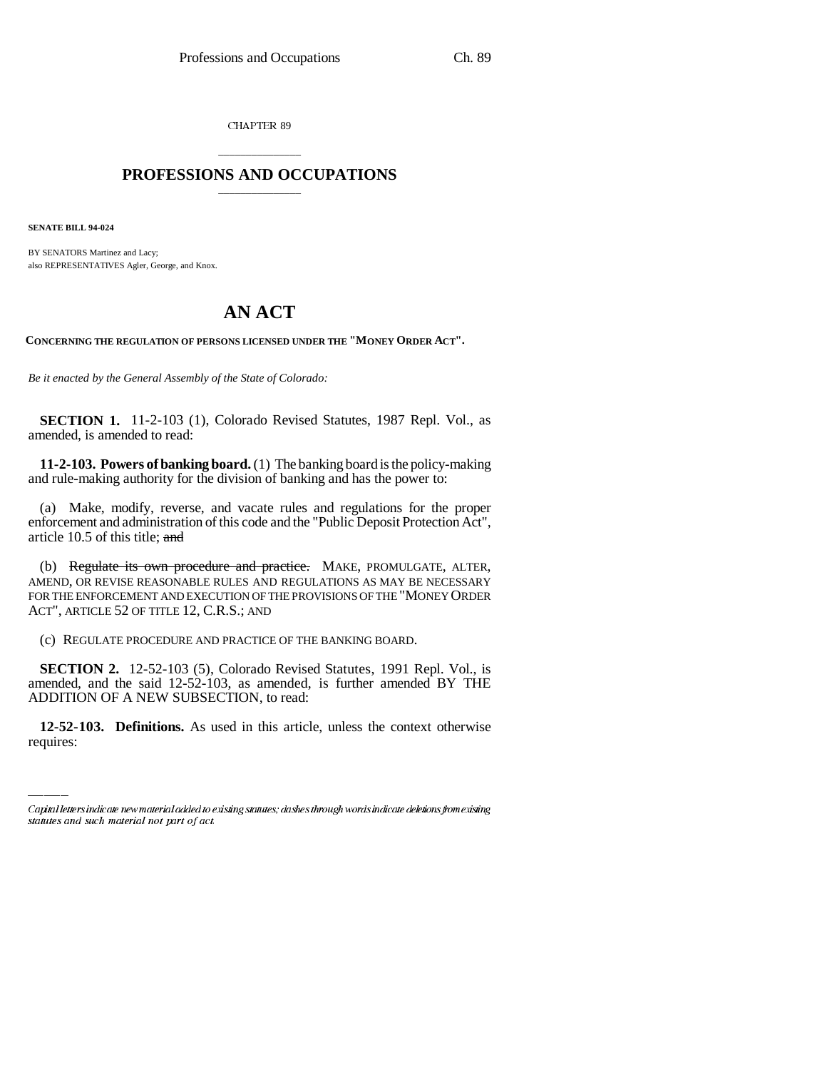CHAPTER 89

# PROFESSIONS AND OCCUPATIONS

**SENATE BILL 94-024**

BY SENATORS Martinez and Lacy;
also REPRESENTATIVES Agler, George, and Knox.

# AN ACT

**CONCERNING THE REGULATION OF PERSONS LICENSED UNDER THE "MONEY ORDER ACT".**

*Be it enacted by the General Assembly of the State of Colorado:*

**SECTION 1.** 11-2-103 (1), Colorado Revised Statutes, 1987 Repl. Vol., as amended, is amended to read:

**11-2-103. Powers of banking board.** (1) The banking board is the policy-making and rule-making authority for the division of banking and has the power to:

(a) Make, modify, reverse, and vacate rules and regulations for the proper enforcement and administration of this code and the "Public Deposit Protection Act", article 10.5 of this title; ~~and~~

(b) ~~Regulate its own procedure and practice.~~ MAKE, PROMULGATE, ALTER, AMEND, OR REVISE REASONABLE RULES AND REGULATIONS AS MAY BE NECESSARY FOR THE ENFORCEMENT AND EXECUTION OF THE PROVISIONS OF THE "MONEY ORDER ACT", ARTICLE 52 OF TITLE 12, C.R.S.; AND

(c) REGULATE PROCEDURE AND PRACTICE OF THE BANKING BOARD.

**SECTION 2.** 12-52-103 (5), Colorado Revised Statutes, 1991 Repl. Vol., is amended, and the said 12-52-103, as amended, is further amended BY THE ADDITION OF A NEW SUBSECTION, to read:

**12-52-103. Definitions.** As used in this article, unless the context otherwise requires:

*Capital letters indicate new material added to existing statutes; dashes through words indicate deletions from existing statutes and such material not part of act.*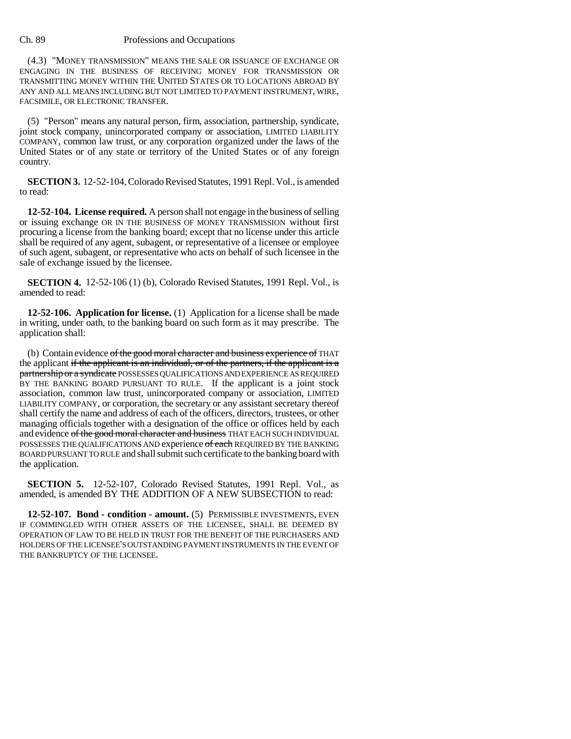(4.3) "MONEY TRANSMISSION" MEANS THE SALE OR ISSUANCE OF EXCHANGE OR ENGAGING IN THE BUSINESS OF RECEIVING MONEY FOR TRANSMISSION OR TRANSMITTING MONEY WITHIN THE UNITED STATES OR TO LOCATIONS ABROAD BY ANY AND ALL MEANS INCLUDING BUT NOT LIMITED TO PAYMENT INSTRUMENT, WIRE, FACSIMILE, OR ELECTRONIC TRANSFER.

(5) "Person" means any natural person, firm, association, partnership, syndicate, joint stock company, unincorporated company or association, LIMITED LIABILITY COMPANY, common law trust, or any corporation organized under the laws of the United States or of any state or territory of the United States or of any foreign country.

**SECTION 3.** 12-52-104, Colorado Revised Statutes, 1991 Repl. Vol., is amended to read:

**12-52-104. License required.** A person shall not engage in the business of selling or issuing exchange OR IN THE BUSINESS OF MONEY TRANSMISSION without first procuring a license from the banking board; except that no license under this article shall be required of any agent, subagent, or representative of a licensee or employee of such agent, subagent, or representative who acts on behalf of such licensee in the sale of exchange issued by the licensee.

**SECTION 4.** 12-52-106 (1) (b), Colorado Revised Statutes, 1991 Repl. Vol., is amended to read:

**12-52-106. Application for license.** (1) Application for a license shall be made in writing, under oath, to the banking board on such form as it may prescribe. The application shall:

(b) Contain evidence ~~of the good moral character and business experience of~~ THAT the applicant ~~if the applicant is an individual, or of the partners, if the applicant is a partnership or a syndicate~~ POSSESSES QUALIFICATIONS AND EXPERIENCE AS REQUIRED BY THE BANKING BOARD PURSUANT TO RULE. If the applicant is a joint stock association, common law trust, unincorporated company or association, LIMITED LIABILITY COMPANY, or corporation, the secretary or any assistant secretary thereof shall certify the name and address of each of the officers, directors, trustees, or other managing officials together with a designation of the office or offices held by each and evidence ~~of the good moral character and business~~ THAT EACH SUCH INDIVIDUAL POSSESSES THE QUALIFICATIONS AND experience ~~of each~~ REQUIRED BY THE BANKING BOARD PURSUANT TO RULE and shall submit such certificate to the banking board with the application.

**SECTION 5.** 12-52-107, Colorado Revised Statutes, 1991 Repl. Vol., as amended, is amended BY THE ADDITION OF A NEW SUBSECTION to read:

**12-52-107. Bond - condition - amount.** (5) PERMISSIBLE INVESTMENTS, EVEN IF COMMINGLED WITH OTHER ASSETS OF THE LICENSEE, SHALL BE DEEMED BY OPERATION OF LAW TO BE HELD IN TRUST FOR THE BENEFIT OF THE PURCHASERS AND HOLDERS OF THE LICENSEE'S OUTSTANDING PAYMENT INSTRUMENTS IN THE EVENT OF THE BANKRUPTCY OF THE LICENSEE.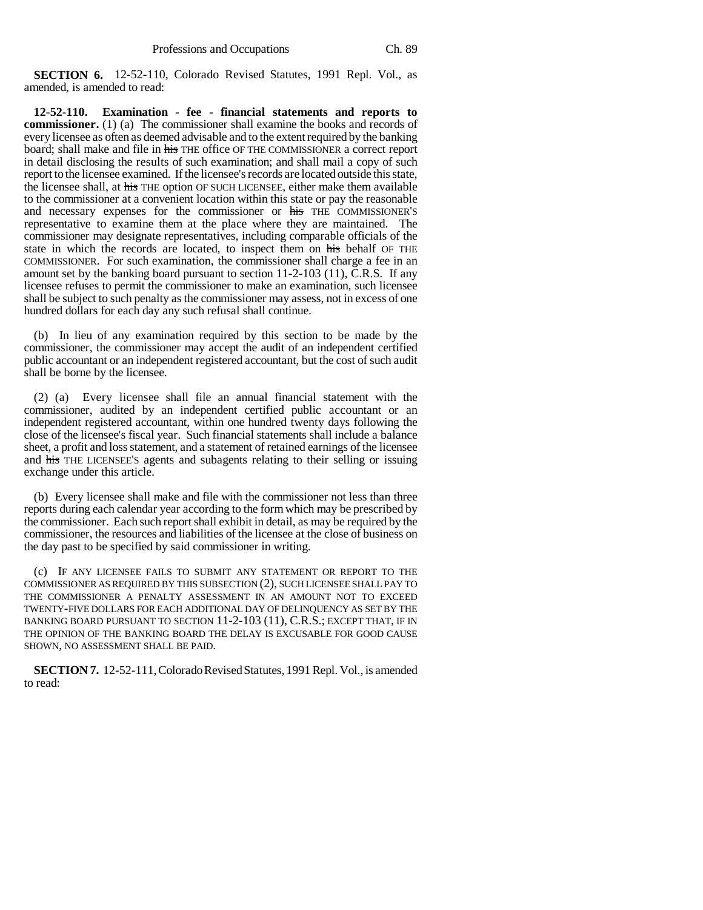**SECTION 6.** 12-52-110, Colorado Revised Statutes, 1991 Repl. Vol., as amended, is amended to read:

**12-52-110. Examination - fee - financial statements and reports to commissioner.** (1) (a) The commissioner shall examine the books and records of every licensee as often as deemed advisable and to the extent required by the banking board; shall make and file in ~~his~~ THE office OF THE COMMISSIONER a correct report in detail disclosing the results of such examination; and shall mail a copy of such report to the licensee examined. If the licensee's records are located outside this state, the licensee shall, at ~~his~~ THE option OF SUCH LICENSEE, either make them available to the commissioner at a convenient location within this state or pay the reasonable and necessary expenses for the commissioner or ~~his~~ THE COMMISSIONER'S representative to examine them at the place where they are maintained. The commissioner may designate representatives, including comparable officials of the state in which the records are located, to inspect them on ~~his~~ behalf OF THE COMMISSIONER. For such examination, the commissioner shall charge a fee in an amount set by the banking board pursuant to section 11-2-103 (11), C.R.S. If any licensee refuses to permit the commissioner to make an examination, such licensee shall be subject to such penalty as the commissioner may assess, not in excess of one hundred dollars for each day any such refusal shall continue.

(b) In lieu of any examination required by this section to be made by the commissioner, the commissioner may accept the audit of an independent certified public accountant or an independent registered accountant, but the cost of such audit shall be borne by the licensee.

(2) (a) Every licensee shall file an annual financial statement with the commissioner, audited by an independent certified public accountant or an independent registered accountant, within one hundred twenty days following the close of the licensee's fiscal year. Such financial statements shall include a balance sheet, a profit and loss statement, and a statement of retained earnings of the licensee and ~~his~~ THE LICENSEE'S agents and subagents relating to their selling or issuing exchange under this article.

(b) Every licensee shall make and file with the commissioner not less than three reports during each calendar year according to the form which may be prescribed by the commissioner. Each such report shall exhibit in detail, as may be required by the commissioner, the resources and liabilities of the licensee at the close of business on the day past to be specified by said commissioner in writing.

(c) IF ANY LICENSEE FAILS TO SUBMIT ANY STATEMENT OR REPORT TO THE COMMISSIONER AS REQUIRED BY THIS SUBSECTION (2), SUCH LICENSEE SHALL PAY TO THE COMMISSIONER A PENALTY ASSESSMENT IN AN AMOUNT NOT TO EXCEED TWENTY-FIVE DOLLARS FOR EACH ADDITIONAL DAY OF DELINQUENCY AS SET BY THE BANKING BOARD PURSUANT TO SECTION 11-2-103 (11), C.R.S.; EXCEPT THAT, IF IN THE OPINION OF THE BANKING BOARD THE DELAY IS EXCUSABLE FOR GOOD CAUSE SHOWN, NO ASSESSMENT SHALL BE PAID.

**SECTION 7.** 12-52-111, Colorado Revised Statutes, 1991 Repl. Vol., is amended to read: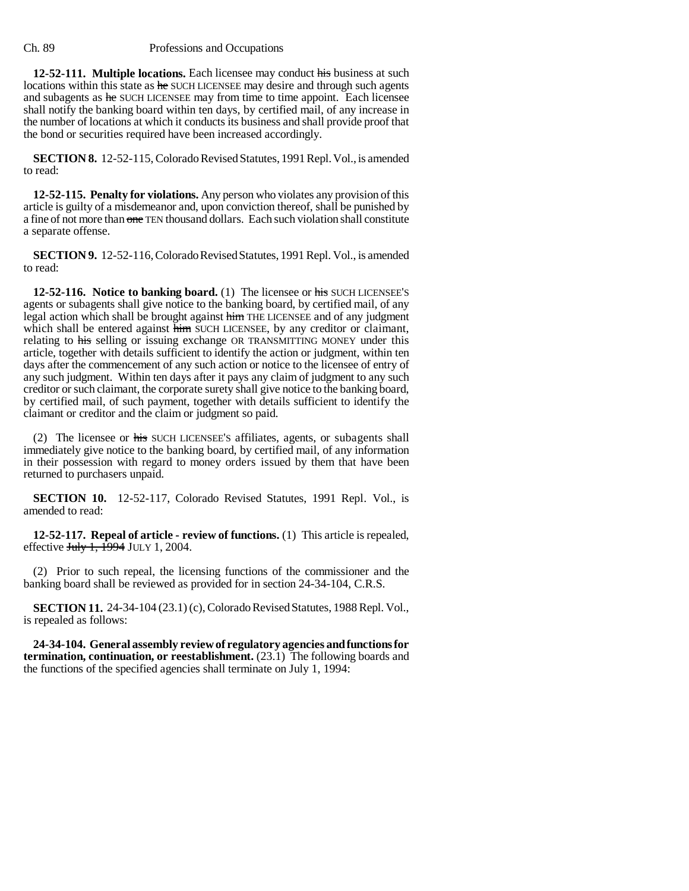**12-52-111. Multiple locations.** Each licensee may conduct ~~his~~ business at such locations within this state as ~~he~~ SUCH LICENSEE may desire and through such agents and subagents as ~~he~~ SUCH LICENSEE may from time to time appoint. Each licensee shall notify the banking board within ten days, by certified mail, of any increase in the number of locations at which it conducts its business and shall provide proof that the bond or securities required have been increased accordingly.

**SECTION 8.** 12-52-115, Colorado Revised Statutes, 1991 Repl. Vol., is amended to read:

**12-52-115. Penalty for violations.** Any person who violates any provision of this article is guilty of a misdemeanor and, upon conviction thereof, shall be punished by a fine of not more than ~~one~~ TEN thousand dollars. Each such violation shall constitute a separate offense.

**SECTION 9.** 12-52-116, Colorado Revised Statutes, 1991 Repl. Vol., is amended to read:

**12-52-116. Notice to banking board.** (1) The licensee or ~~his~~ SUCH LICENSEE'S agents or subagents shall give notice to the banking board, by certified mail, of any legal action which shall be brought against ~~him~~ THE LICENSEE and of any judgment which shall be entered against ~~him~~ SUCH LICENSEE, by any creditor or claimant, relating to ~~his~~ selling or issuing exchange OR TRANSMITTING MONEY under this article, together with details sufficient to identify the action or judgment, within ten days after the commencement of any such action or notice to the licensee of entry of any such judgment. Within ten days after it pays any claim of judgment to any such creditor or such claimant, the corporate surety shall give notice to the banking board, by certified mail, of such payment, together with details sufficient to identify the claimant or creditor and the claim or judgment so paid.

(2) The licensee or ~~his~~ SUCH LICENSEE'S affiliates, agents, or subagents shall immediately give notice to the banking board, by certified mail, of any information in their possession with regard to money orders issued by them that have been returned to purchasers unpaid.

**SECTION 10.** 12-52-117, Colorado Revised Statutes, 1991 Repl. Vol., is amended to read:

**12-52-117. Repeal of article - review of functions.** (1) This article is repealed, effective ~~July 1, 1994~~ JULY 1, 2004.

(2) Prior to such repeal, the licensing functions of the commissioner and the banking board shall be reviewed as provided for in section 24-34-104, C.R.S.

**SECTION 11.** 24-34-104 (23.1) (c), Colorado Revised Statutes, 1988 Repl. Vol., is repealed as follows:

**24-34-104. General assembly review of regulatory agencies and functions for termination, continuation, or reestablishment.** (23.1) The following boards and the functions of the specified agencies shall terminate on July 1, 1994: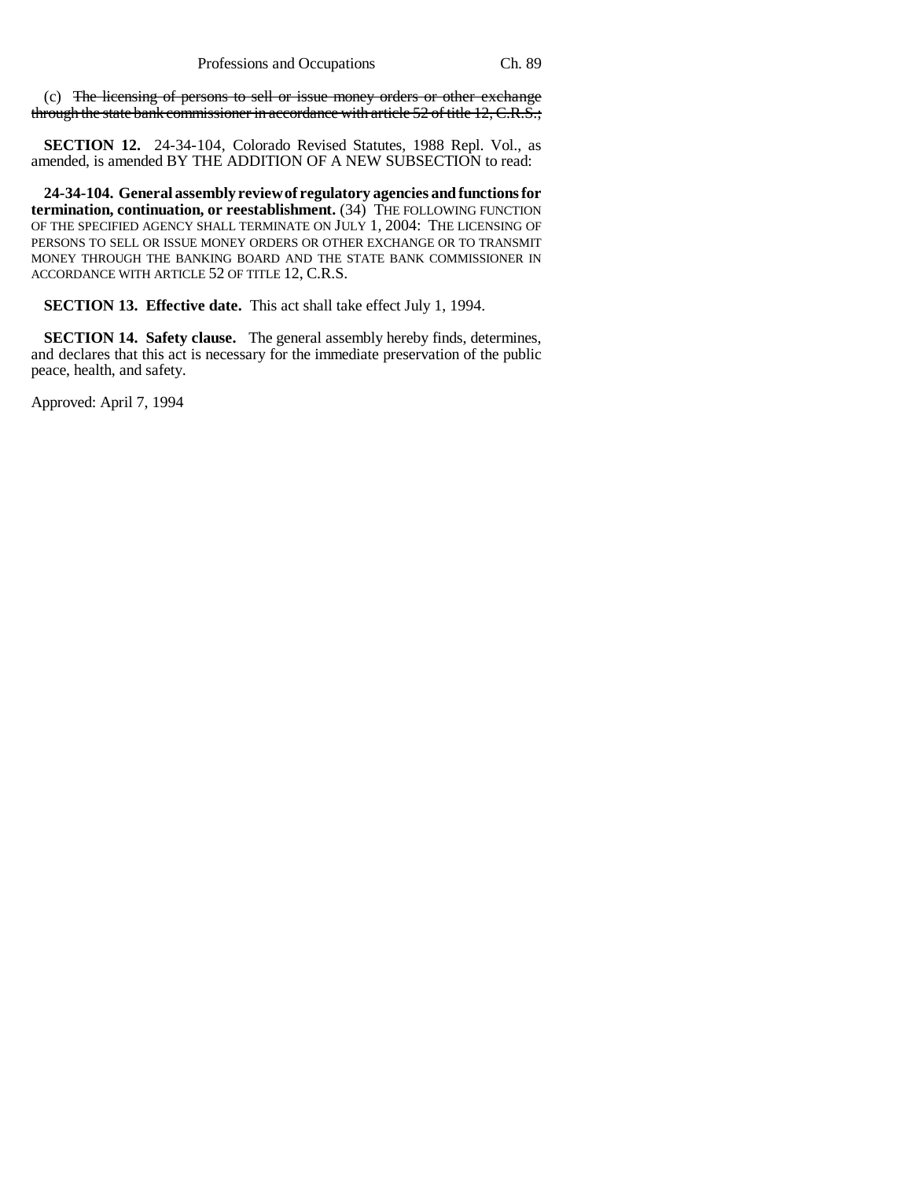(c) ~~The licensing of persons to sell or issue money orders or other exchange through the state bank commissioner in accordance with article 52 of title 12, C.R.S.;~~

**SECTION 12.** 24-34-104, Colorado Revised Statutes, 1988 Repl. Vol., as amended, is amended BY THE ADDITION OF A NEW SUBSECTION to read:

**24-34-104. General assembly review of regulatory agencies and functions for termination, continuation, or reestablishment.** (34) THE FOLLOWING FUNCTION OF THE SPECIFIED AGENCY SHALL TERMINATE ON JULY 1, 2004: THE LICENSING OF PERSONS TO SELL OR ISSUE MONEY ORDERS OR OTHER EXCHANGE OR TO TRANSMIT MONEY THROUGH THE BANKING BOARD AND THE STATE BANK COMMISSIONER IN ACCORDANCE WITH ARTICLE 52 OF TITLE 12, C.R.S.

**SECTION 13. Effective date.** This act shall take effect July 1, 1994.

**SECTION 14. Safety clause.** The general assembly hereby finds, determines, and declares that this act is necessary for the immediate preservation of the public peace, health, and safety.

Approved: April 7, 1994